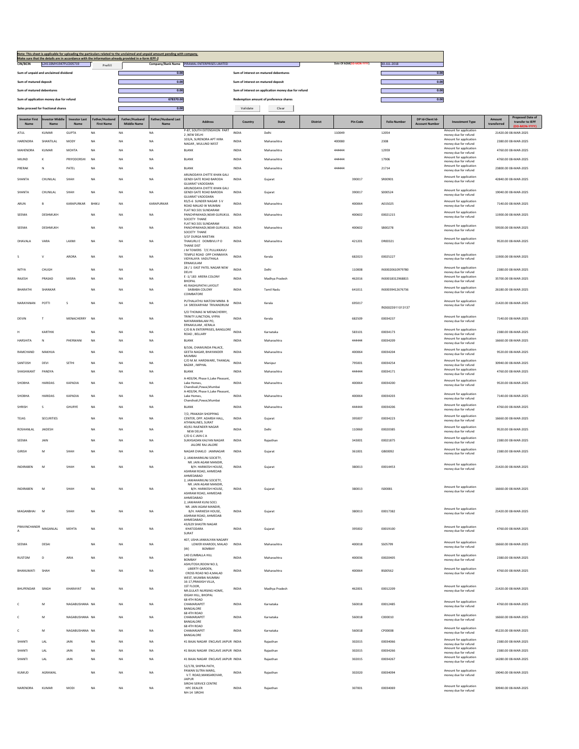**Note: This sheet is applicable for uploading the particulars related to the unclaimed and unpaid amount pending with company.**
**Make sure that the details are in accordance with the information already provided in e-form IEPF-2**

| CIN/BCIN | L24110MH1947PLC005719 | Prefill | Company/Bank Name | PIRAMAL ENTERPRISES LIMITED | Date Of AGM(DD-MON-YYYY) | 30-JUL-2018 |
|---|---|---|---|---|---|---|

| | | | |
|---|---|---|---|
| Sum of unpaid and unclaimed dividend | 0.00 | Sum of interest on matured debentures | 0.00 |
| Sum of matured deposit | 0.00 | Sum of interest on matured deposit | 0.00 |
| Sum of matured debentures | 0.00 | Sum of interest on application money due for refund | 0.00 |
| Sum of application money due for refund | 678370.00 | Redemption amount of preference shares | 0.00 |
| Sales proceed for fractional shares | 0.00 | | |

Validate Clear

| Investor First Name | Investor Middle Name | Investor Last Name | Father/Husband First Name | Father/Husband Middle Name | Father/Husband Last Name | Address | Country | State | District | Pin Code | Folio Number | DP Id-Client Id-Account Number | Investment Type | Amount transferred | Proposed Date of transfer to IEPF (DD-MON-YYYY) |
|---|---|---|---|---|---|---|---|---|---|---|---|---|---|---|---|
| ATUL | KUMAR | GUPTA | NA | NA | NA | P-87, SOUTH EXTENSHION PART 2 ,NEW DELHI | INDIA | Delhi | | 110049 | 12054 | | Amount for application money due for refund | 21420.00 | 08-MAR-2025 |
| HARENDRA | SHANTILAL | MODY | NA | NA | NA | 103/A, SURENDRA APT HIRA NAGAR , MULUND WEST | INDIA | Maharashtra | | 400080 | 2308 | | Amount for application money due for refund | 2380.00 | 08-MAR-2025 |
| MAHENDRA | KUMAR | MOHTA | NA | NA | NA | BLANK | INDIA | Maharashtra | | 444444 | 12959 | | Amount for application money due for refund | 4760.00 | 08-MAR-2025 |
| MILIND | K | PRIYODORSHI | NA | NA | NA | BLANK | INDIA | Maharashtra | | 444444 | 17906 | | Amount for application money due for refund | 4760.00 | 08-MAR-2025 |
| PRERAK | N | PATEL | NA | NA | NA | BLANK | INDIA | Maharashtra | | 444444 | 21714 | | Amount for application money due for refund | 23800.00 | 08-MAR-2025 |
| SHANTA | CHUNILAL | SHAH | NA | NA | NA | ARUNODAYA CHITTE KHAN GALI GENDI GATE ROAD BARODA GUJARAT VADODARA | INDIA | Gujarat | | 390017 | SR00901 | | Amount for application money due for refund | 42840.00 | 08-MAR-2025 |
| SHANTA | CHUNILAL | SHAH | NA | NA | NA | ARUNODAYA CHITTE KHAN GALI GENDI GATE ROAD BARODA GUJARAT VADODARA | INDIA | Gujarat | | 390017 | S000524 | | Amount for application money due for refund | 19040.00 | 08-MAR-2025 |
| ARUN | B | KARAPURKAR | BHIKU | NA | KARAPURKAR | R3/5-6 SUNDER NAGAR S V ROAD MALAD W MUMBAI | INDIA | Maharashtra | | 400064 | A015025 | | Amount for application money due for refund | 7140.00 | 08-MAR-2025 |
| SEEMA | DESHMUKH | | NA | NA | NA | FLAT NO.501 SUNDARAM PANCHPAKHADI,NEAR GURUKUL SOCIETY THANE | INDIA | Maharashtra | | 400602 | 00021215 | | Amount for application money due for refund | 11900.00 | 08-MAR-2025 |
| SEEMA | DESHMUKH | | NA | NA | NA | FLAT NO.501 SUNDARAM PANCHPAKHADI,NEAR GURUKUL SOCIETY THANE | INDIA | Maharashtra | | 400602 | SB00278 | | Amount for application money due for refund | 59500.00 | 08-MAR-2025 |
| DHAVALA | VARA | LAXMI | NA | NA | NA | 3/1F DURGA NIKETAN THAKURLI E DOMBIVLI P O THANE DIST | INDIA | Maharashtra | | 421201 | DR00321 | | Amount for application money due for refund | 9520.00 | 08-MAR-2025 |
| S | V | ARORA | NA | NA | NA | J M TOWERS 7/C PULLIKKAVU TEMPLE ROAD OPP CHINMAYA VIDYALAYA VADUTHALA ERNAKULAM | INDIA | Kerala | | 682023 | 00025227 | | Amount for application money due for refund | 11900.00 | 08-MAR-2025 |
| NITYA | CHUGH | | NA | NA | NA | 28 / 1 EAST PATEL NAGAR NEW DELHI | INDIA | Delhi | | 110008 | IN30020610979780 | | Amount for application money due for refund | 2380.00 | 08-MAR-2025 |
| RAJESH | PRASAD | MISRA | NA | NA | NA | E -1/ 183 ARERA COLONY BHOPAL | INDIA | Madhya Pradesh | | 462016 | IN30018312968815 | | Amount for application money due for refund | 35700.00 | 08-MAR-2025 |
| BHARATHI | SHANKAR | | NA | NA | NA | 45 RAGHUPATHI LAYOUT SAIBABA COLONY COIMBATORE | INDIA | Tamil Nadu | | 641011 | IN30039412676736 | | Amount for application money due for refund | 26180.00 | 08-MAR-2025 |
| NARAYANAN | POTTI | S | NA | NA | NA | PUTHALATHU MATOM MNRA B 14 SREEKARYAM TRIVANDRUM | INDIA | Kerala | | 695017 | IN30023911013137 | | Amount for application money due for refund | 21420.00 | 08-MAR-2025 |
| DEVIN | T | MENACHERRY | NA | NA | NA | S/O THOMAS W MENACHERRY, TRINITY JUNCTION, VYPIN NAYARAMBALAM PO, ERNAKULAM , KERALA | INDIA | Kerala | | 682509 | 00034237 | | Amount for application money due for refund | 7140.00 | 08-MAR-2025 |
| H | KARTHIK | | NA | NA | NA | C/O B.N ENTERPRISES, BANGLORE ROAD , BELLARY | INDIA | Karnataka | | 583101 | 00034173 | | Amount for application money due for refund | 2380.00 | 08-MAR-2025 |
| HARSHITA | N | PHERWANI | NA | NA | NA | BLANK | INDIA | Maharashtra | | 444444 | 00034209 | | Amount for application money due for refund | 16660.00 | 08-MAR-2025 |
| RAMCHAND | MAKHIJA | | NA | NA | NA | B/106, CHAMUNDA PALACE, GEETA NAGAR, BHAYANDER MUMBAI | INDIA | Maharashtra | | 400064 | 00034204 | | Amount for application money due for refund | 9520.00 | 08-MAR-2025 |
| SANTOSH | DEVI | SETHI | NA | NA | NA | C/O M.M. HARDWARE, THANGAL BAZAR , IMPHAL | INDIA | Manipur | | 795001 | 00034254 | | Amount for application money due for refund | 30940.00 | 08-MAR-2025 |
| SHASHIKANT | PANDYA | | NA | NA | NA | BLANK | INDIA | Maharashtra | | 444444 | 00034171 | | Amount for application money due for refund | 4760.00 | 08-MAR-2025 |
| SHOBHA | HARIDAS | KAPADIA | NA | NA | NA | A-403/04, Phase Ii,Lake Pleasant, Lake Homes, Chandivali,Powai,Mumbai | INDIA | Maharashtra | | 400064 | 00034200 | | Amount for application money due for refund | 9520.00 | 08-MAR-2025 |
| SHOBHA | HARIDAS | KAPADIA | NA | NA | NA | A-403/04, Phase Ii,Lake Pleasant, Lake Homes, Chandivali,Powai,Mumbai | INDIA | Maharashtra | | 400064 | 00034203 | | Amount for application money due for refund | 7140.00 | 08-MAR-2025 |
| SHRISH | S | GHURYE | NA | NA | NA | BLANK | INDIA | Maharashtra | | 444444 | 00034206 | | Amount for application money due for refund | 4760.00 | 08-MAR-2025 |
| TEJAS | SECURITIES | | NA | NA | NA | 7/2, PRAKASH SHOPPING CENTER, OPP. ADARSH HALL, ATHWALINES, SURAT | INDIA | Gujarat | | 395007 | 00034223 | | Amount for application money due for refund | 16660.00 | 08-MAR-2025 |
| ROSHANLAL | JAIDESH | | NA | NA | NA | 4D/61 RAJENDER NAGAR NEW DELHI | INDIA | Delhi | | 110060 | 00020385 | | Amount for application money due for refund | 9520.00 | 08-MAR-2025 |
| SEEMA | JAIN | | NA | NA | NA | C/O G C JAIN C A SUKHSADAN KALYAN NAGAR JALORE RAJ JALORE | INDIA | Rajasthan | | 343001 | 00021875 | | Amount for application money due for refund | 2380.00 | 08-MAR-2025 |
| GIRISH | M | SHAH | NA | NA | NA | NAGAR CHAKLO JAMNAGAR | INDIA | Gujarat | | 361001 | GB00092 | | Amount for application money due for refund | 2380.00 | 08-MAR-2025 |
| INDIRABEN | M | SHAH | NA | NA | NA | 2, JAWAHARKUNJ SOCIETY, NR. JAIN AGAM MANDIR, B/H. HARIKESH HOUSE, ASHRAM ROAD, AHMEDAB AHMEDABAD | INDIA | Gujarat | | 380013 | 00014453 | | Amount for application money due for refund | 21420.00 | 08-MAR-2025 |
| INDIRABEN | M | SHAH | NA | NA | NA | 2, JAWAHARKUNJ SOCIETY, NR. JAIN AGAM MANDIR, B/H. HARIKESH HOUSE, ASHRAM ROAD, AHMEDAB AHMEDABAD | INDIA | Gujarat | | 380013 | IS00081 | | Amount for application money due for refund | 16660.00 | 08-MAR-2025 |
| MAGANBHAI | M | SHAH | NA | NA | NA | 2, JAWAHAR KUNJ SOCI. NR. JAIN AGAM MANDIR, B/H. HARIKESH HOUSE, ASHRAM ROAD, AHMEDAB AHMEDABAD | INDIA | Gujarat | | 380013 | 00017382 | | Amount for application money due for refund | 21420.00 | 08-MAR-2025 |
| PRAVINCHANDRA | MAGANLAL | MEHTA | NA | NA | NA | 43/629 SHASTRI NAGAR KHATODARA SURAT | INDIA | Gujarat | | 395002 | 00019100 | | Amount for application money due for refund | 4760.00 | 08-MAR-2025 |
| SEEMA | DESAI | | NA | NA | NA | 407, USHA JANKALYAN NAGARY LOWER KHARODI, MALAD (W) BOMBAY | INDIA | Maharashtra | | 400018 | SS05799 | | Amount for application money due for refund | 16660.00 | 08-MAR-2025 |
| RUSTOM | D | ARIA | NA | NA | NA | 140 CUMBALLA HILL BOMBAY | INDIA | Maharashtra | | 400036 | 00020405 | | Amount for application money due for refund | 2380.00 | 08-MAR-2025 |
| BHANUMATI | SHAH | | NA | NA | NA | ASHUTOSH,ROOM NO.3, LIBERTY GARDEN, CROSS ROAD NO.4,MALAD WEST, MUMBAI MUMBAI | INDIA | Maharashtra | | 400064 | BS00562 | | Amount for application money due for refund | 4760.00 | 08-MAR-2025 |
| BHUPENDAR | SINGH | KHARAYAT | NA | NA | NA | 16-17,PRAKASH VILLA, 1ST FLOOR, NR.GULATI NURSING HOME, IDGAH HILL, BHOPAL | INDIA | Madhya Pradesh | | 462001 | 00012209 | | Amount for application money due for refund | 21420.00 | 08-MAR-2025 |
| C | M | NAGABUSHANA | NA | NA | NA | 68 4TH ROAD CHAMARAJPET BANGALORE | INDIA | Karnataka | | 560018 | 00012485 | | Amount for application money due for refund | 4760.00 | 08-MAR-2025 |
| C | M | NAGABUSHANA | NA | NA | NA | 68 4TH ROAD CHAMARAJPET BANGALORE | INDIA | Karnataka | | 560018 | C000010 | | Amount for application money due for refund | 16660.00 | 08-MAR-2025 |
| C | M | NAGABUSHANA | NA | NA | NA | 68 4TH ROAD CHAMARAJPET BANGALORE | INDIA | Karnataka | | 560018 | CP00008 | | Amount for application money due for refund | 45220.00 | 08-MAR-2025 |
| SHANTI | LAL | JAIN | NA | NA | NA | 41 BAJAJ NAGAR ENCLAVE JAIPUR | INDIA | Rajasthan | | 302015 | 00034066 | | Amount for application money due for refund | 2380.00 | 08-MAR-2025 |
| SHANTI | LAL | JAIN | NA | NA | NA | 41 BAJAJ NAGAR ENCLAVE JAIPUR | INDIA | Rajasthan | | 302015 | 00034266 | | Amount for application money due for refund | 2380.00 | 08-MAR-2025 |
| SHANTI | LAL | JAIN | NA | NA | NA | 41 BAJAJ NAGAR ENCLAVE JAIPUR | INDIA | Rajasthan | | 302015 | 00034267 | | Amount for application money due for refund | 14280.00 | 08-MAR-2025 |
| KUMUD | AGRAWAL | | NA | NA | NA | 52/178, SHIPRA PATH, PAWAN SUTRA MARG, V.T. ROAD,MANSAROVAR, JAIPUR | INDIA | Rajasthan | | 302020 | 00034094 | | Amount for application money due for refund | 19040.00 | 08-MAR-2025 |
| NARENDRA | KUMAR | MODI | NA | NA | NA | SIROHI SERVICE CENTRE HPC DEALER NH-14 SIROHI | INDIA | Rajasthan | | 307001 | 00034069 | | Amount for application money due for refund | 30940.00 | 08-MAR-2025 |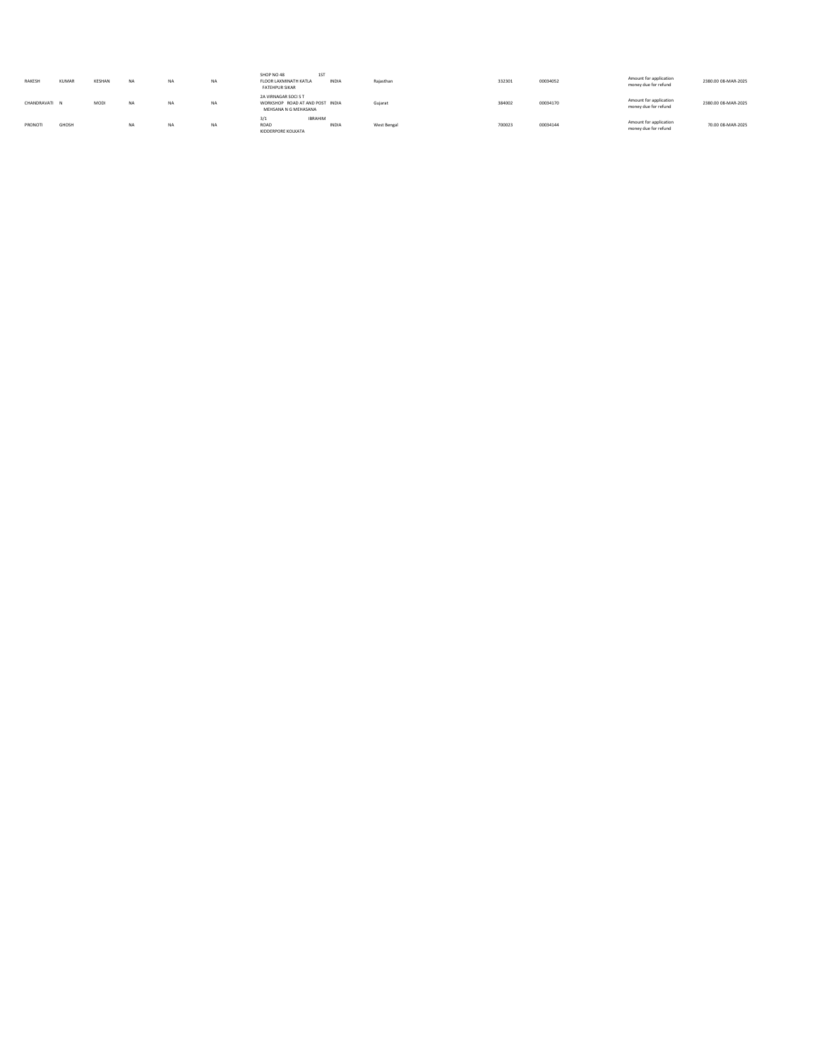| | | | | | | | | | | | | | |
|---|---|---|---|---|---|---|---|---|---|---|---|---|---|
| RAKESH | KUMAR | KESHAN | NA | NA | NA | SHOP NO 48 1ST FLOOR LAXMINATH KATLA FATEHPUR SIKAR | INDIA | Rajasthan | 332301 | 00034052 | Amount for application money due for refund | 2380.00 | 08-MAR-2025 |
| CHANDRAVATI | N | MODI | NA | NA | NA | 2A VIRNAGAR SOCI S T WORKSHOP ROAD AT AND POST MEHSANA N G MEHASANA | INDIA | Gujarat | 384002 | 00034170 | Amount for application money due for refund | 2380.00 | 08-MAR-2025 |
| PRONOTI | GHOSH | | NA | NA | NA | 3/1 IBRAHIM ROAD KIDDERPORE KOLKATA | INDIA | West Bengal | 700023 | 00034144 | Amount for application money due for refund | 70.00 | 08-MAR-2025 |